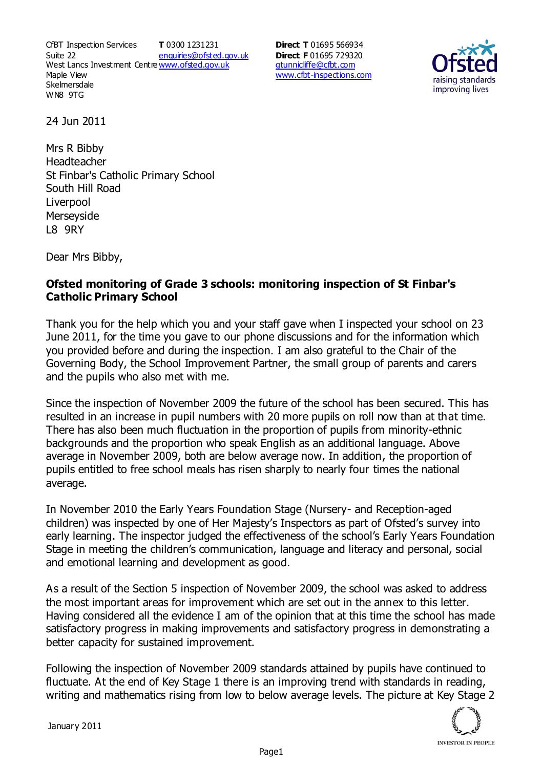CfBT Inspection Services
Suite 22
West Lancs Investment Centre
Maple View
Skelmersdale
WN8 9TG

**T** 0300 1231231
enquiries@ofsted.gov.uk
www.ofsted.gov.uk

**Direct T** 01695 566934
**Direct F** 01695 729320
gtunnicliffe@cfbt.com
www.cfbt-inspections.com

24 Jun 2011

Mrs R Bibby
Headteacher
St Finbar's Catholic Primary School
South Hill Road
Liverpool
Merseyside
L8 9RY

Dear Mrs Bibby,

**Ofsted monitoring of Grade 3 schools: monitoring inspection of St Finbar's Catholic Primary School**

Thank you for the help which you and your staff gave when I inspected your school on 23 June 2011, for the time you gave to our phone discussions and for the information which you provided before and during the inspection. I am also grateful to the Chair of the Governing Body, the School Improvement Partner, the small group of parents and carers and the pupils who also met with me.

Since the inspection of November 2009 the future of the school has been secured. This has resulted in an increase in pupil numbers with 20 more pupils on roll now than at that time. There has also been much fluctuation in the proportion of pupils from minority-ethnic backgrounds and the proportion who speak English as an additional language. Above average in November 2009, both are below average now. In addition, the proportion of pupils entitled to free school meals has risen sharply to nearly four times the national average.

In November 2010 the Early Years Foundation Stage (Nursery- and Reception-aged children) was inspected by one of Her Majesty's Inspectors as part of Ofsted's survey into early learning. The inspector judged the effectiveness of the school's Early Years Foundation Stage in meeting the children's communication, language and literacy and personal, social and emotional learning and development as good.

As a result of the Section 5 inspection of November 2009, the school was asked to address the most important areas for improvement which are set out in the annex to this letter. Having considered all the evidence I am of the opinion that at this time the school has made satisfactory progress in making improvements and satisfactory progress in demonstrating a better capacity for sustained improvement.

Following the inspection of November 2009 standards attained by pupils have continued to fluctuate. At the end of Key Stage 1 there is an improving trend with standards in reading, writing and mathematics rising from low to below average levels. The picture at Key Stage 2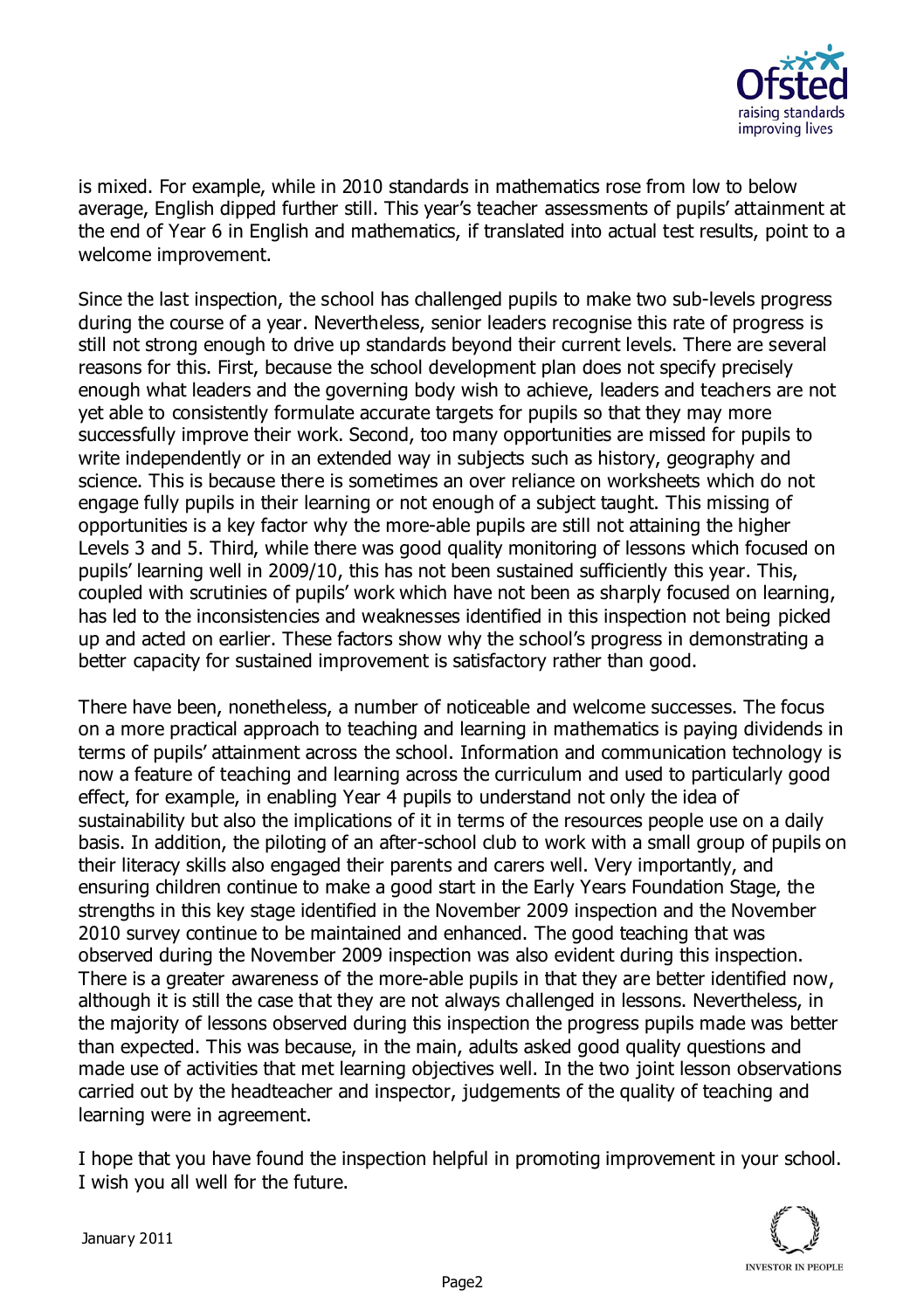is mixed. For example, while in 2010 standards in mathematics rose from low to below average, English dipped further still. This year's teacher assessments of pupils' attainment at the end of Year 6 in English and mathematics, if translated into actual test results, point to a welcome improvement.

Since the last inspection, the school has challenged pupils to make two sub-levels progress during the course of a year. Nevertheless, senior leaders recognise this rate of progress is still not strong enough to drive up standards beyond their current levels. There are several reasons for this. First, because the school development plan does not specify precisely enough what leaders and the governing body wish to achieve, leaders and teachers are not yet able to consistently formulate accurate targets for pupils so that they may more successfully improve their work. Second, too many opportunities are missed for pupils to write independently or in an extended way in subjects such as history, geography and science. This is because there is sometimes an over reliance on worksheets which do not engage fully pupils in their learning or not enough of a subject taught. This missing of opportunities is a key factor why the more-able pupils are still not attaining the higher Levels 3 and 5. Third, while there was good quality monitoring of lessons which focused on pupils' learning well in 2009/10, this has not been sustained sufficiently this year. This, coupled with scrutinies of pupils' work which have not been as sharply focused on learning, has led to the inconsistencies and weaknesses identified in this inspection not being picked up and acted on earlier. These factors show why the school's progress in demonstrating a better capacity for sustained improvement is satisfactory rather than good.

There have been, nonetheless, a number of noticeable and welcome successes. The focus on a more practical approach to teaching and learning in mathematics is paying dividends in terms of pupils' attainment across the school. Information and communication technology is now a feature of teaching and learning across the curriculum and used to particularly good effect, for example, in enabling Year 4 pupils to understand not only the idea of sustainability but also the implications of it in terms of the resources people use on a daily basis. In addition, the piloting of an after-school club to work with a small group of pupils on their literacy skills also engaged their parents and carers well. Very importantly, and ensuring children continue to make a good start in the Early Years Foundation Stage, the strengths in this key stage identified in the November 2009 inspection and the November 2010 survey continue to be maintained and enhanced. The good teaching that was observed during the November 2009 inspection was also evident during this inspection. There is a greater awareness of the more-able pupils in that they are better identified now, although it is still the case that they are not always challenged in lessons. Nevertheless, in the majority of lessons observed during this inspection the progress pupils made was better than expected. This was because, in the main, adults asked good quality questions and made use of activities that met learning objectives well. In the two joint lesson observations carried out by the headteacher and inspector, judgements of the quality of teaching and learning were in agreement.

I hope that you have found the inspection helpful in promoting improvement in your school. I wish you all well for the future.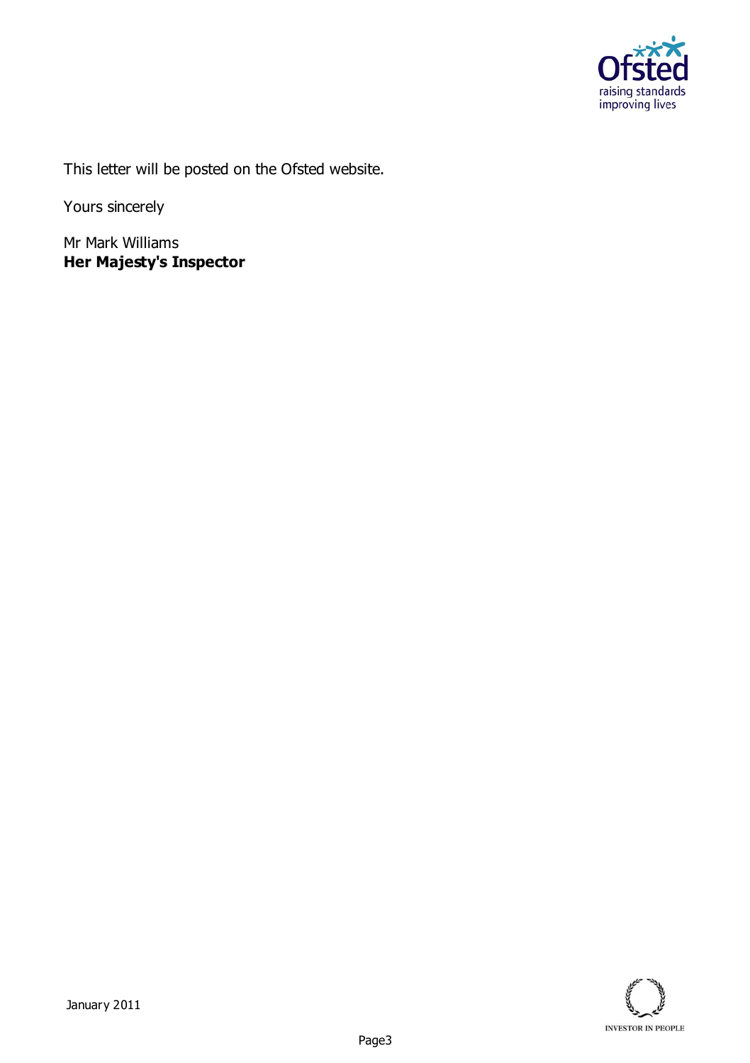This letter will be posted on the Ofsted website.

Yours sincerely

Mr Mark Williams
**Her Majesty's Inspector**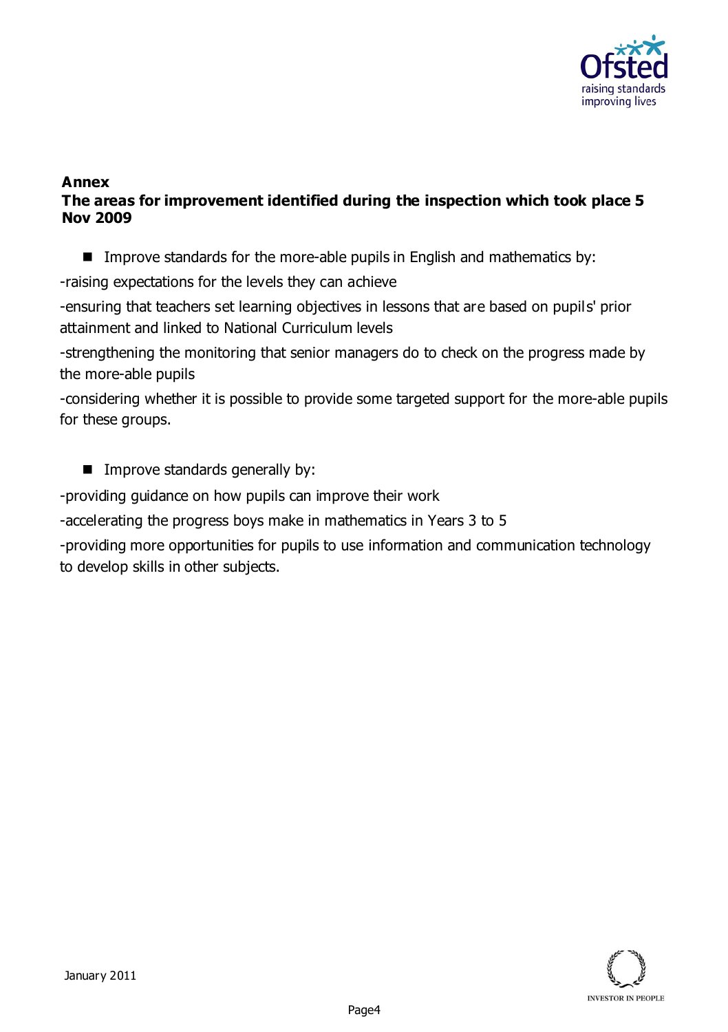**Annex**
**The areas for improvement identified during the inspection which took place 5 Nov 2009**

- Improve standards for the more-able pupils in English and mathematics by:

-raising expectations for the levels they can achieve

-ensuring that teachers set learning objectives in lessons that are based on pupils' prior attainment and linked to National Curriculum levels

-strengthening the monitoring that senior managers do to check on the progress made by the more-able pupils

-considering whether it is possible to provide some targeted support for the more-able pupils for these groups.

- Improve standards generally by:

-providing guidance on how pupils can improve their work

-accelerating the progress boys make in mathematics in Years 3 to 5

-providing more opportunities for pupils to use information and communication technology to develop skills in other subjects.